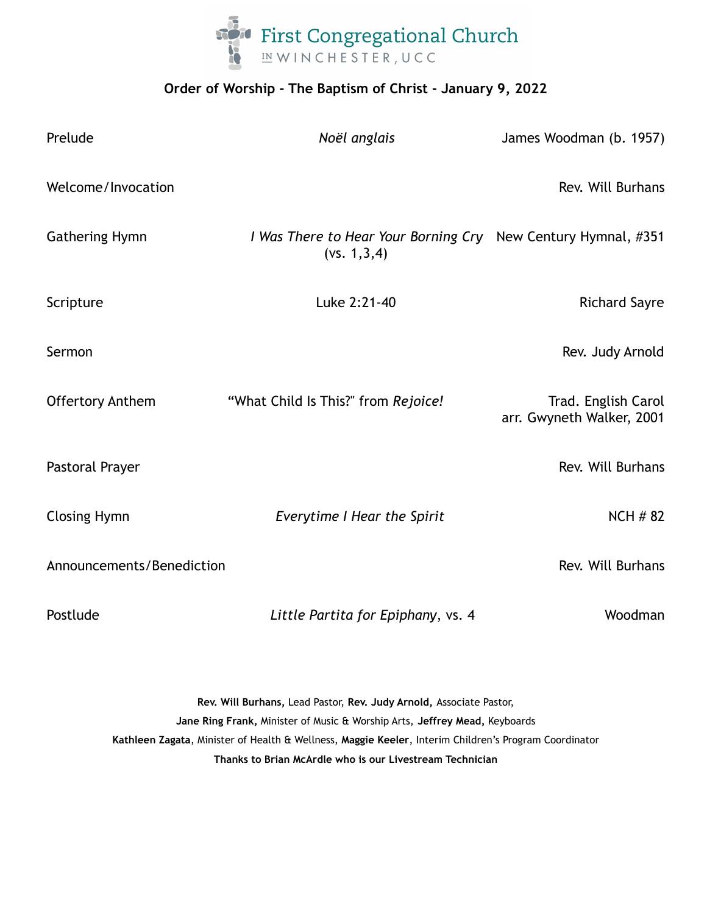# First Congregational Church IN WINCHESTER, UCC

## Order of Worship - The Baptism of Christ - January 9, 2022

| | | |
|---|---|---|
| Prelude | *Noël anglais* | James Woodman (b. 1957) |
| Welcome/Invocation | | Rev. Will Burhans |
| Gathering Hymn | *I Was There to Hear Your Borning Cry* (vs. 1,3,4) | New Century Hymnal, #351 |
| Scripture | Luke 2:21-40 | Richard Sayre |
| Sermon | | Rev. Judy Arnold |
| Offertory Anthem | "What Child Is This?" from *Rejoice!* | Trad. English Carol arr. Gwyneth Walker, 2001 |
| Pastoral Prayer | | Rev. Will Burhans |
| Closing Hymn | *Everytime I Hear the Spirit* | NCH # 82 |
| Announcements/Benediction | | Rev. Will Burhans |
| Postlude | *Little Partita for Epiphany*, vs. 4 | Woodman |

**Rev. Will Burhans,** Lead Pastor, **Rev. Judy Arnold,** Associate Pastor,
**Jane Ring Frank,** Minister of Music & Worship Arts, **Jeffrey Mead,** Keyboards
**Kathleen Zagata**, Minister of Health & Wellness, **Maggie Keeler**, Interim Children's Program Coordinator
**Thanks to Brian McArdle who is our Livestream Technician**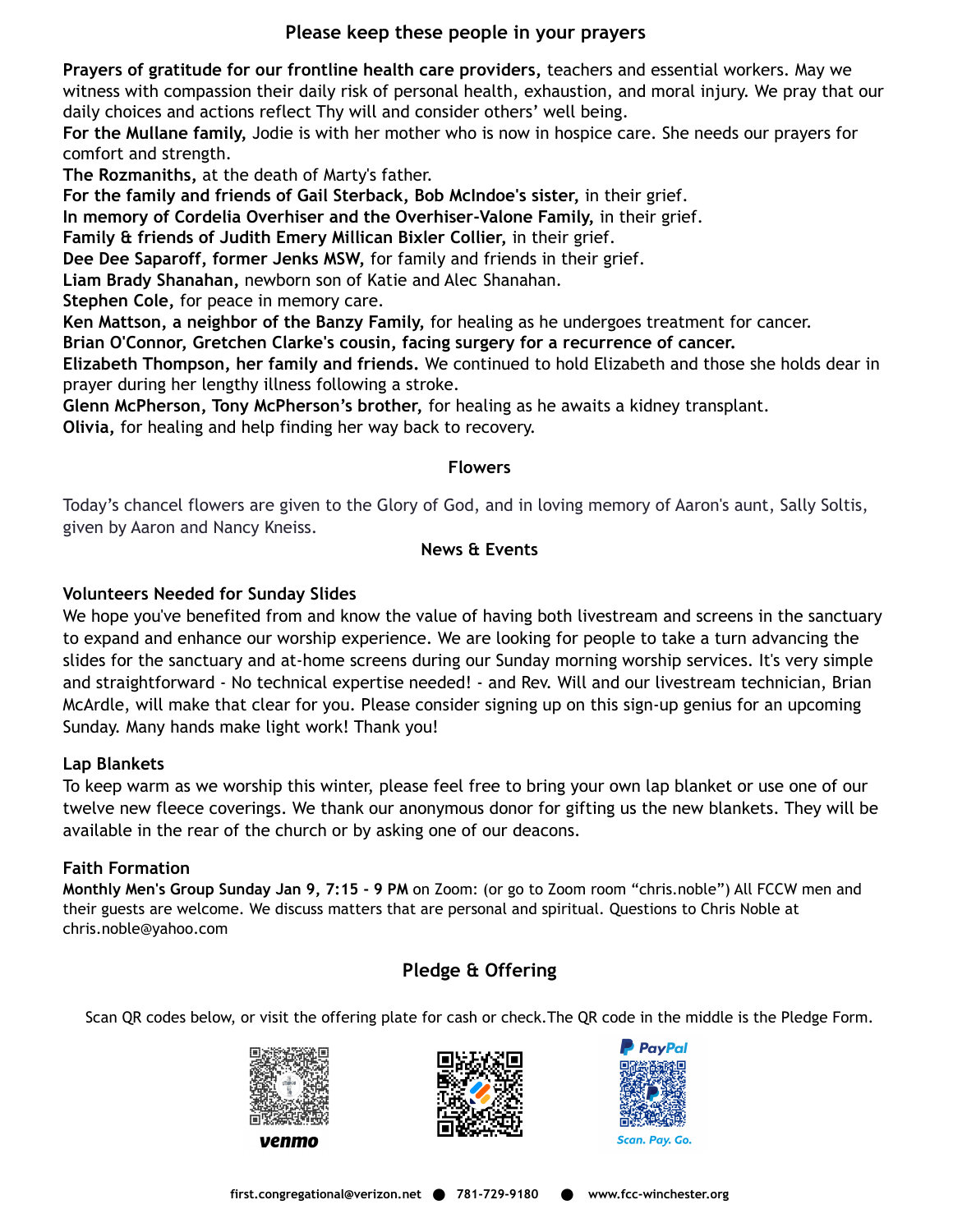## Please keep these people in your prayers

**Prayers of gratitude for our frontline health care providers,** teachers and essential workers. May we witness with compassion their daily risk of personal health, exhaustion, and moral injury. We pray that our daily choices and actions reflect Thy will and consider others' well being.

**For the Mullane family,** Jodie is with her mother who is now in hospice care. She needs our prayers for comfort and strength.

**The Rozmaniths,** at the death of Marty's father.

**For the family and friends of Gail Sterback, Bob McIndoe's sister,** in their grief.

**In memory of Cordelia Overhiser and the Overhiser-Valone Family,** in their grief.

**Family & friends of Judith Emery Millican Bixler Collier,** in their grief.

**Dee Dee Saparoff, former Jenks MSW,** for family and friends in their grief.

**Liam Brady Shanahan,** newborn son of Katie and Alec Shanahan.

**Stephen Cole,** for peace in memory care.

**Ken Mattson, a neighbor of the Banzy Family,** for healing as he undergoes treatment for cancer.

**Brian O'Connor, Gretchen Clarke's cousin, facing surgery for a recurrence of cancer.**

**Elizabeth Thompson, her family and friends.** We continued to hold Elizabeth and those she holds dear in prayer during her lengthy illness following a stroke.

**Glenn McPherson, Tony McPherson's brother,** for healing as he awaits a kidney transplant.

**Olivia,** for healing and help finding her way back to recovery.

## Flowers

Today's chancel flowers are given to the Glory of God, and in loving memory of Aaron's aunt, Sally Soltis, given by Aaron and Nancy Kneiss.

## News & Events

### Volunteers Needed for Sunday Slides

We hope you've benefited from and know the value of having both livestream and screens in the sanctuary to expand and enhance our worship experience. We are looking for people to take a turn advancing the slides for the sanctuary and at-home screens during our Sunday morning worship services. It's very simple and straightforward - No technical expertise needed! - and Rev. Will and our livestream technician, Brian McArdle, will make that clear for you. Please consider signing up on this sign-up genius for an upcoming Sunday. Many hands make light work! Thank you!

### Lap Blankets

To keep warm as we worship this winter, please feel free to bring your own lap blanket or use one of our twelve new fleece coverings. We thank our anonymous donor for gifting us the new blankets. They will be available in the rear of the church or by asking one of our deacons.

### Faith Formation

**Monthly Men's Group Sunday Jan 9, 7:15 - 9 PM** on Zoom: (or go to Zoom room "chris.noble") All FCCW men and their guests are welcome. We discuss matters that are personal and spiritual. Questions to Chris Noble at chris.noble@yahoo.com

## Pledge & Offering

Scan QR codes below, or visit the offering plate for cash or check.The QR code in the middle is the Pledge Form.

venmo

PayPal

Scan. Pay. Go.

first.congregational@verizon.net ● 781-729-9180 ● www.fcc-winchester.org